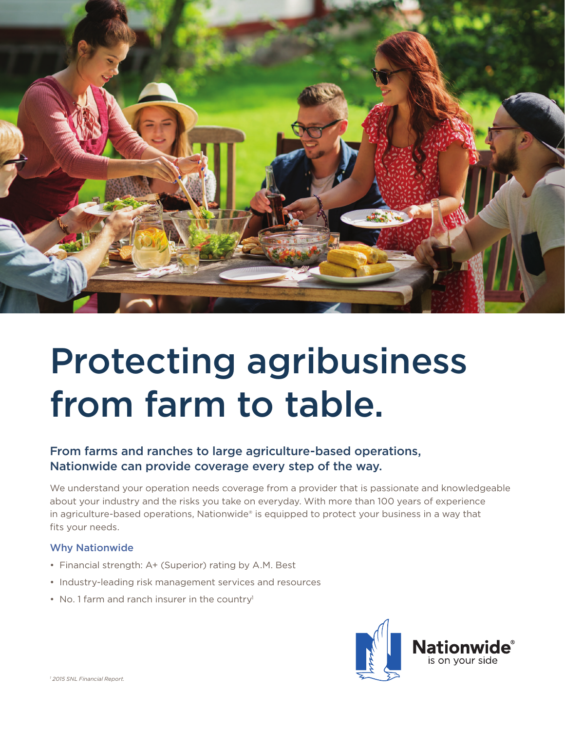# Protecting agribusiness from farm to table.

## From farms and ranches to large agriculture-based operations, Nationwide can provide coverage every step of the way.

We understand your operation needs coverage from a provider that is passionate and knowledgeable about your industry and the risks you take on everyday. With more than 100 years of experience in agriculture-based operations, Nationwide® is equipped to protect your business in a way that fits your needs.

### Why Nationwide

- Financial strength: A+ (Superior) rating by A.M. Best
- Industry-leading risk management services and resources
- No. 1 farm and ranch insurer in the country[1]

Nationwide® is on your side

[1] *2015 SNL Financial Report.*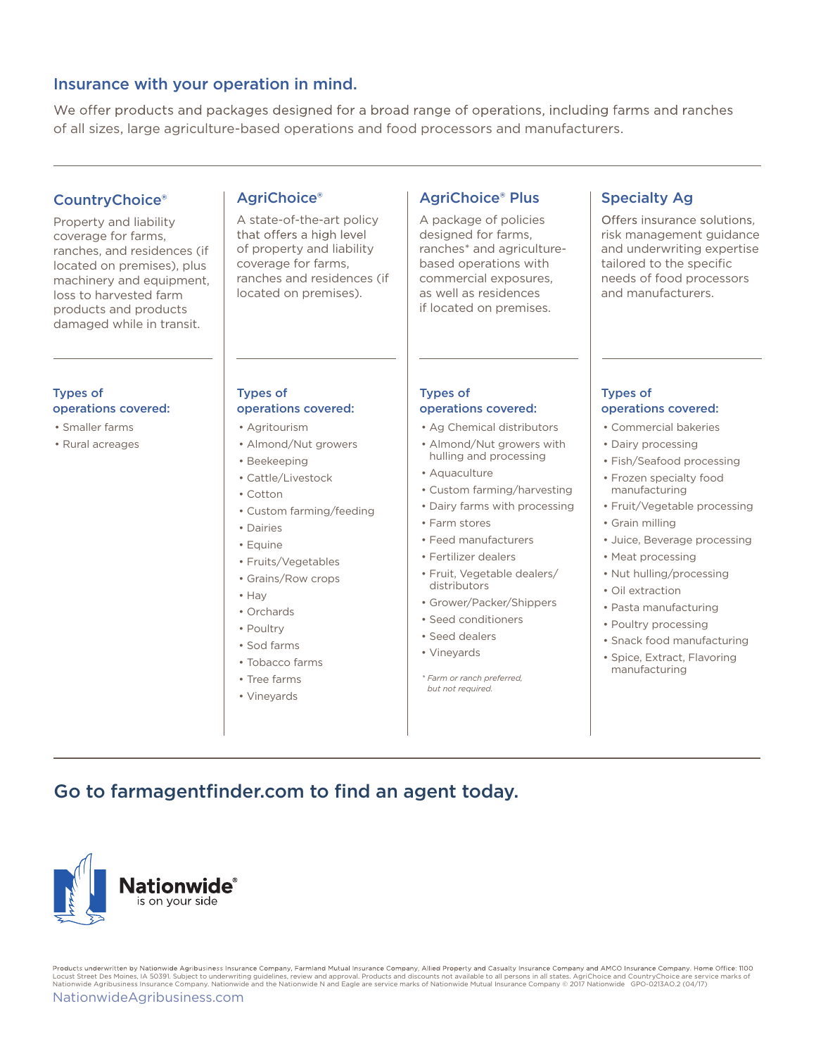## Insurance with your operation in mind.

We offer products and packages designed for a broad range of operations, including farms and ranches of all sizes, large agriculture-based operations and food processors and manufacturers.

### CountryChoice®

Property and liability coverage for farms, ranches, and residences (if located on premises), plus machinery and equipment, loss to harvested farm products and products damaged while in transit.

**Types of operations covered:**

- Smaller farms
- Rural acreages

### AgriChoice®

A state-of-the-art policy that offers a high level of property and liability coverage for farms, ranches and residences (if located on premises).

**Types of operations covered:**

- Agritourism
- Almond/Nut growers
- Beekeeping
- Cattle/Livestock
- Cotton
- Custom farming/feeding
- Dairies
- Equine
- Fruits/Vegetables
- Grains/Row crops
- Hay
- Orchards
- Poultry
- Sod farms
- Tobacco farms
- Tree farms
- Vineyards

### AgriChoice® Plus

A package of policies designed for farms, ranches* and agriculture-based operations with commercial exposures, as well as residences if located on premises.

**Types of operations covered:**

- Ag Chemical distributors
- Almond/Nut growers with hulling and processing
- Aquaculture
- Custom farming/harvesting
- Dairy farms with processing
- Farm stores
- Feed manufacturers
- Fertilizer dealers
- Fruit, Vegetable dealers/distributors
- Grower/Packer/Shippers
- Seed conditioners
- Seed dealers
- Vineyards

*\* Farm or ranch preferred, but not required.*

### Specialty Ag

Offers insurance solutions, risk management guidance and underwriting expertise tailored to the specific needs of food processors and manufacturers.

**Types of operations covered:**

- Commercial bakeries
- Dairy processing
- Fish/Seafood processing
- Frozen specialty food manufacturing
- Fruit/Vegetable processing
- Grain milling
- Juice, Beverage processing
- Meat processing
- Nut hulling/processing
- Oil extraction
- Pasta manufacturing
- Poultry processing
- Snack food manufacturing
- Spice, Extract, Flavoring manufacturing

## Go to farmagentfinder.com to find an agent today.

Nationwide®
is on your side

Products underwritten by Nationwide Agribusiness Insurance Company, Farmland Mutual Insurance Company, Allied Property and Casualty Insurance Company and AMCO Insurance Company. Home Office: 1100 Locust Street Des Moines, IA 50391. Subject to underwriting guidelines, review and approval. Products and discounts not available to all persons in all states. AgriChoice and CountryChoice are service marks of Nationwide Agribusiness Insurance Company. Nationwide and the Nationwide N and Eagle are service marks of Nationwide Mutual Insurance Company © 2017 Nationwide GPO-0213AO.2 (04/17)

NationwideAgribusiness.com